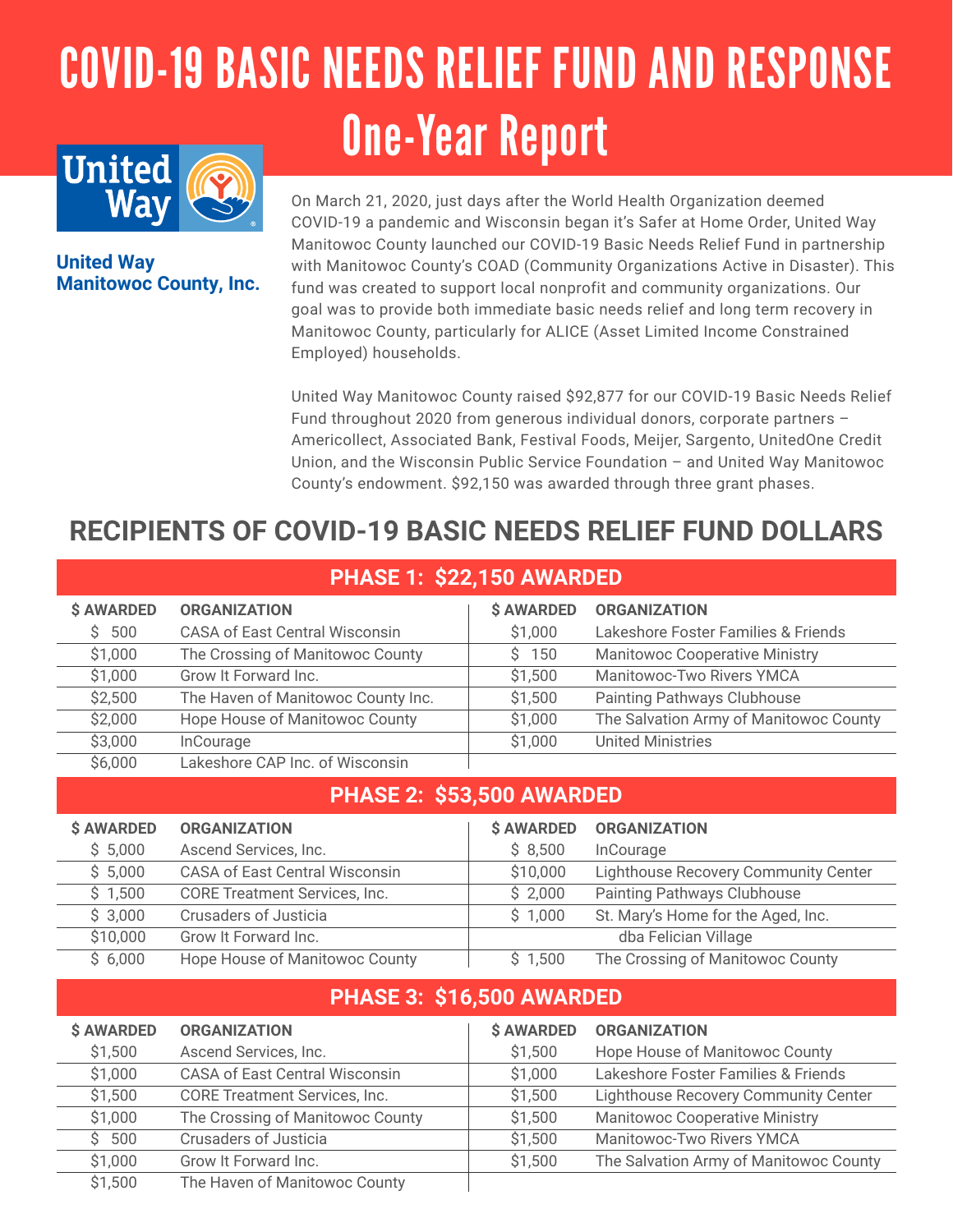# COVID-19 BASIC NEEDS RELIEF FUND AND RESPONSE

# One-Year Report

**United Way Manitowoc County, Inc.**

On March 21, 2020, just days after the World Health Organization deemed COVID-19 a pandemic and Wisconsin began it's Safer at Home Order, United Way Manitowoc County launched our COVID-19 Basic Needs Relief Fund in partnership with Manitowoc County's COAD (Community Organizations Active in Disaster). This fund was created to support local nonprofit and community organizations. Our goal was to provide both immediate basic needs relief and long term recovery in Manitowoc County, particularly for ALICE (Asset Limited Income Constrained Employed) households.

United Way Manitowoc County raised $92,877 for our COVID-19 Basic Needs Relief Fund throughout 2020 from generous individual donors, corporate partners – Americollect, Associated Bank, Festival Foods, Meijer, Sargento, UnitedOne Credit Union, and the Wisconsin Public Service Foundation – and United Way Manitowoc County's endowment. $92,150 was awarded through three grant phases.

## RECIPIENTS OF COVID-19 BASIC NEEDS RELIEF FUND DOLLARS

### PHASE 1: $22,150 AWARDED

| $ AWARDED | ORGANIZATION | $ AWARDED | ORGANIZATION |
|---|---|---|---|
| $ 500 | CASA of East Central Wisconsin | $1,000 | Lakeshore Foster Families & Friends |
| $1,000 | The Crossing of Manitowoc County | $ 150 | Manitowoc Cooperative Ministry |
| $1,000 | Grow It Forward Inc. | $1,500 | Manitowoc-Two Rivers YMCA |
| $2,500 | The Haven of Manitowoc County Inc. | $1,500 | Painting Pathways Clubhouse |
| $2,000 | Hope House of Manitowoc County | $1,000 | The Salvation Army of Manitowoc County |
| $3,000 | InCourage | $1,000 | United Ministries |
| $6,000 | Lakeshore CAP Inc. of Wisconsin | | |

### PHASE 2: $53,500 AWARDED

| $ AWARDED | ORGANIZATION | $ AWARDED | ORGANIZATION |
|---|---|---|---|
| $ 5,000 | Ascend Services, Inc. | $ 8,500 | InCourage |
| $ 5,000 | CASA of East Central Wisconsin | $10,000 | Lighthouse Recovery Community Center |
| $ 1,500 | CORE Treatment Services, Inc. | $ 2,000 | Painting Pathways Clubhouse |
| $ 3,000 | Crusaders of Justicia | $ 1,000 | St. Mary's Home for the Aged, Inc. dba Felician Village |
| $10,000 | Grow It Forward Inc. | $ 1,500 | The Crossing of Manitowoc County |
| $ 6,000 | Hope House of Manitowoc County | | |

### PHASE 3: $16,500 AWARDED

| $ AWARDED | ORGANIZATION | $ AWARDED | ORGANIZATION |
|---|---|---|---|
| $1,500 | Ascend Services, Inc. | $1,500 | Hope House of Manitowoc County |
| $1,000 | CASA of East Central Wisconsin | $1,000 | Lakeshore Foster Families & Friends |
| $1,500 | CORE Treatment Services, Inc. | $1,500 | Lighthouse Recovery Community Center |
| $1,000 | The Crossing of Manitowoc County | $1,500 | Manitowoc Cooperative Ministry |
| $ 500 | Crusaders of Justicia | $1,500 | Manitowoc-Two Rivers YMCA |
| $1,000 | Grow It Forward Inc. | $1,500 | The Salvation Army of Manitowoc County |
| $1,500 | The Haven of Manitowoc County | | |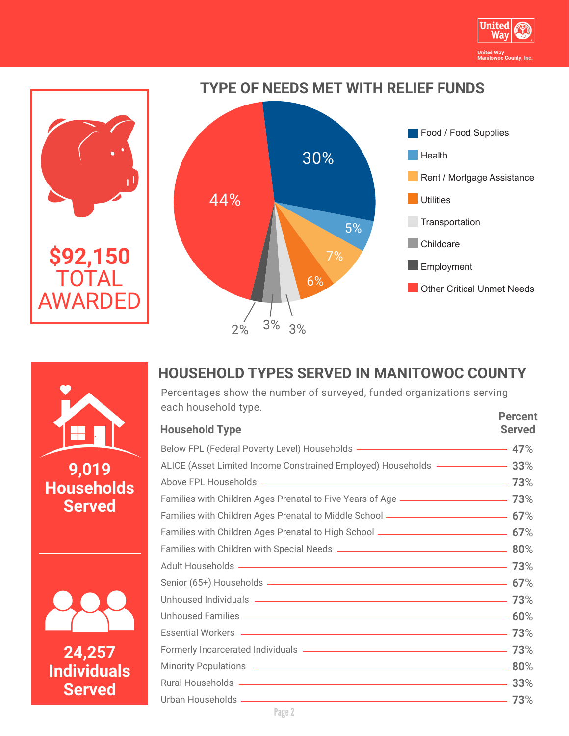$92,150 TOTAL AWARDED

## TYPE OF NEEDS MET WITH RELIEF FUNDS

30%
5%
7%
6%
3%
3%
2%
44%

Food / Food Supplies
Health
Rent / Mortgage Assistance
Utilities
Transportation
Childcare
Employment
Other Critical Unmet Needs

9,019 Households Served

24,257 Individuals Served

## HOUSEHOLD TYPES SERVED IN MANITOWOC COUNTY

Percentages show the number of surveyed, funded organizations serving each household type.

| Household Type | Percent Served |
|---|---|
| Below FPL (Federal Poverty Level) Households | 47% |
| ALICE (Asset Limited Income Constrained Employed) Households | 33% |
| Above FPL Households | 73% |
| Families with Children Ages Prenatal to Five Years of Age | 73% |
| Families with Children Ages Prenatal to Middle School | 67% |
| Families with Children Ages Prenatal to High School | 67% |
| Families with Children with Special Needs | 80% |
| Adult Households | 73% |
| Senior (65+) Households | 67% |
| Unhoused Individuals | 73% |
| Unhoused Families | 60% |
| Essential Workers | 73% |
| Formerly Incarcerated Individuals | 73% |
| Minority Populations | 80% |
| Rural Households | 33% |
| Urban Households | 73% |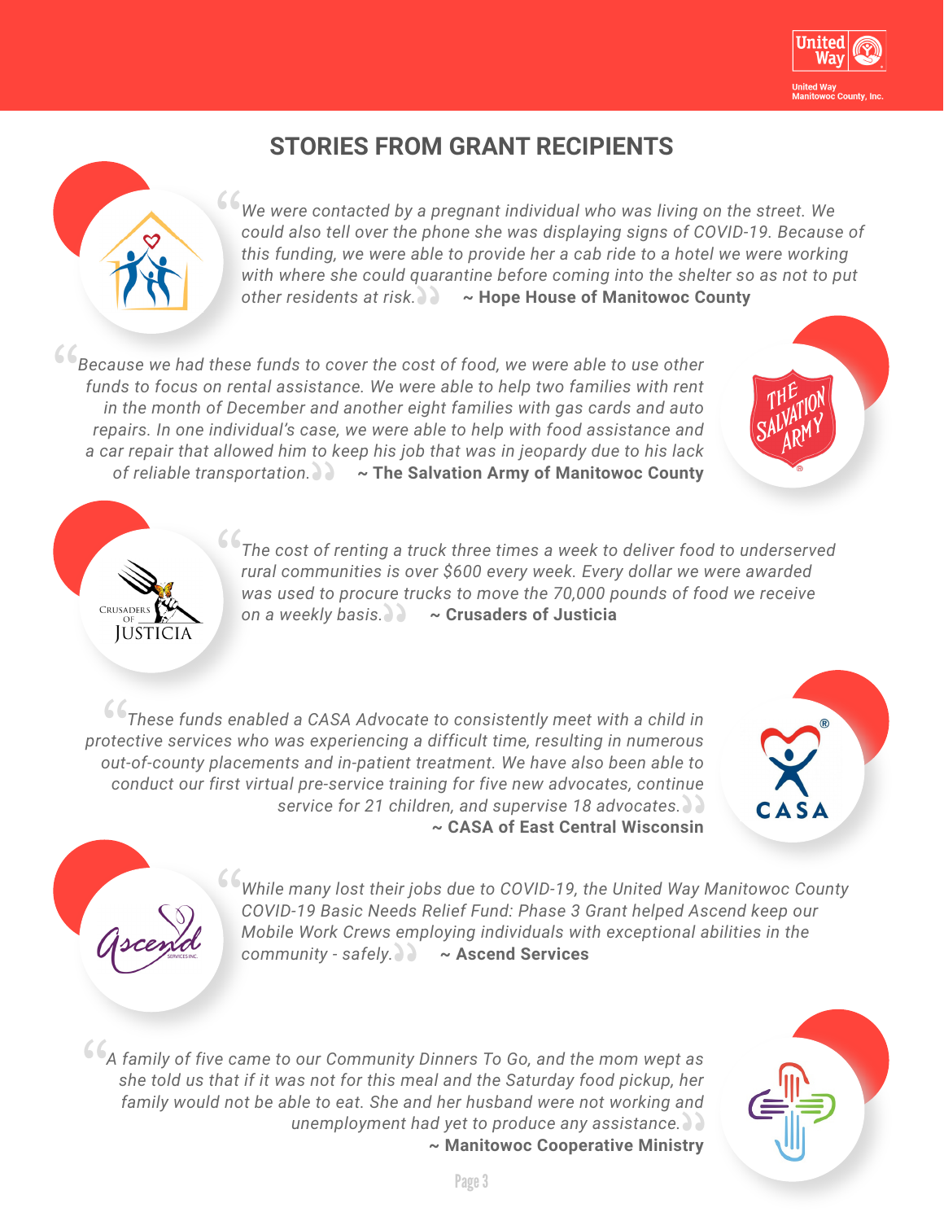## STORIES FROM GRANT RECIPIENTS

*"We were contacted by a pregnant individual who was living on the street. We could also tell over the phone she was displaying signs of COVID-19. Because of this funding, we were able to provide her a cab ride to a hotel we were working with where she could quarantine before coming into the shelter so as not to put other residents at risk."* **~ Hope House of Manitowoc County**

*"Because we had these funds to cover the cost of food, we were able to use other funds to focus on rental assistance. We were able to help two families with rent in the month of December and another eight families with gas cards and auto repairs. In one individual's case, we were able to help with food assistance and a car repair that allowed him to keep his job that was in jeopardy due to his lack of reliable transportation."* **~ The Salvation Army of Manitowoc County**

*"The cost of renting a truck three times a week to deliver food to underserved rural communities is over $600 every week. Every dollar we were awarded was used to procure trucks to move the 70,000 pounds of food we receive on a weekly basis."* **~ Crusaders of Justicia**

*"These funds enabled a CASA Advocate to consistently meet with a child in protective services who was experiencing a difficult time, resulting in numerous out-of-county placements and in-patient treatment. We have also been able to conduct our first virtual pre-service training for five new advocates, continue service for 21 children, and supervise 18 advocates."*
**~ CASA of East Central Wisconsin**

*"While many lost their jobs due to COVID-19, the United Way Manitowoc County COVID-19 Basic Needs Relief Fund: Phase 3 Grant helped Ascend keep our Mobile Work Crews employing individuals with exceptional abilities in the community - safely."* **~ Ascend Services**

*"A family of five came to our Community Dinners To Go, and the mom wept as she told us that if it was not for this meal and the Saturday food pickup, her family would not be able to eat. She and her husband were not working and unemployment had yet to produce any assistance."*
**~ Manitowoc Cooperative Ministry**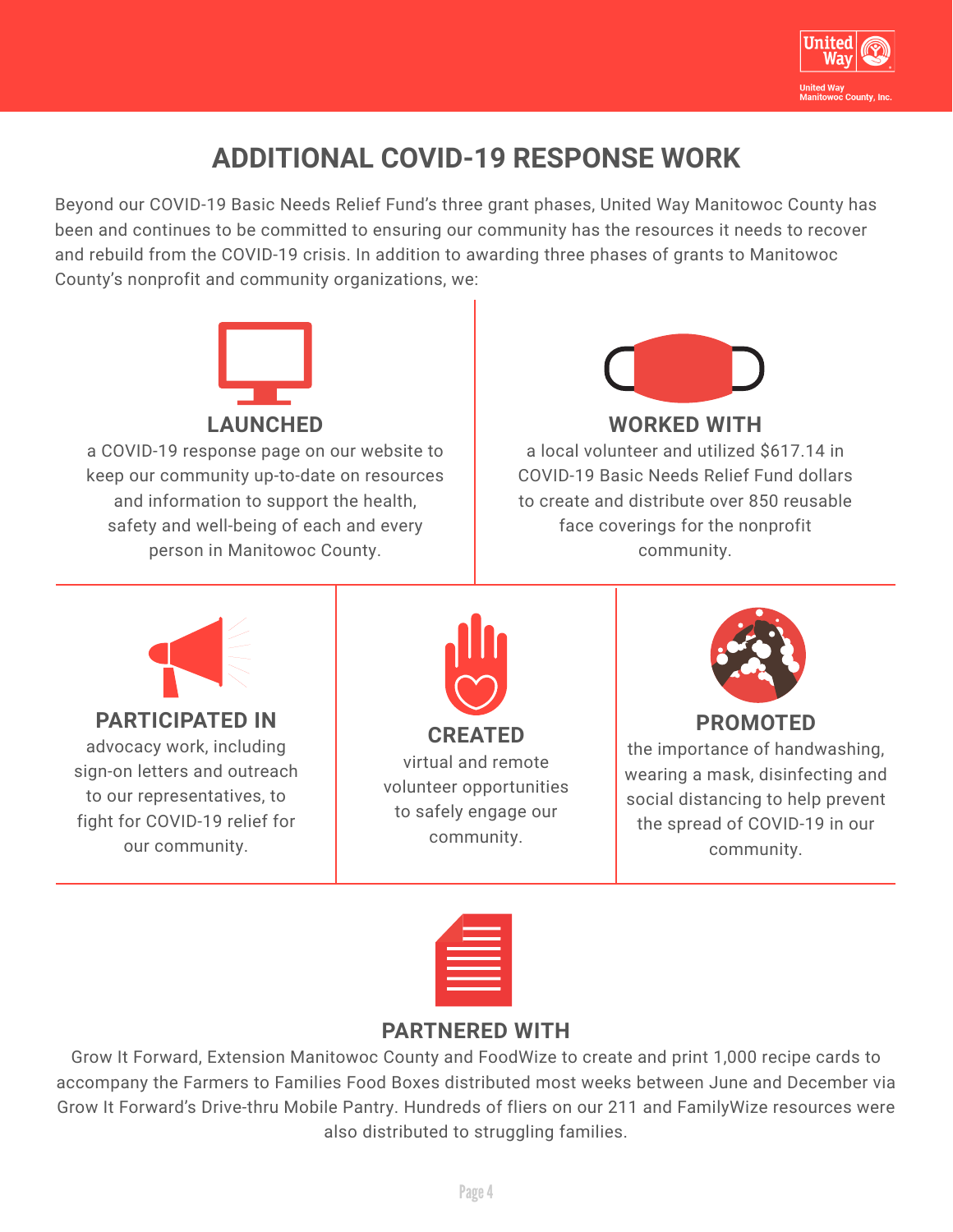# ADDITIONAL COVID-19 RESPONSE WORK

Beyond our COVID-19 Basic Needs Relief Fund's three grant phases, United Way Manitowoc County has been and continues to be committed to ensuring our community has the resources it needs to recover and rebuild from the COVID-19 crisis. In addition to awarding three phases of grants to Manitowoc County's nonprofit and community organizations, we:

### LAUNCHED

a COVID-19 response page on our website to keep our community up-to-date on resources and information to support the health, safety and well-being of each and every person in Manitowoc County.

### WORKED WITH

a local volunteer and utilized $617.14 in COVID-19 Basic Needs Relief Fund dollars to create and distribute over 850 reusable face coverings for the nonprofit community.

### PARTICIPATED IN

advocacy work, including sign-on letters and outreach to our representatives, to fight for COVID-19 relief for our community.

### CREATED

virtual and remote volunteer opportunities to safely engage our community.

### PROMOTED

the importance of handwashing, wearing a mask, disinfecting and social distancing to help prevent the spread of COVID-19 in our community.

### PARTNERED WITH

Grow It Forward, Extension Manitowoc County and FoodWize to create and print 1,000 recipe cards to accompany the Farmers to Families Food Boxes distributed most weeks between June and December via Grow It Forward's Drive-thru Mobile Pantry. Hundreds of fliers on our 211 and FamilyWize resources were also distributed to struggling families.